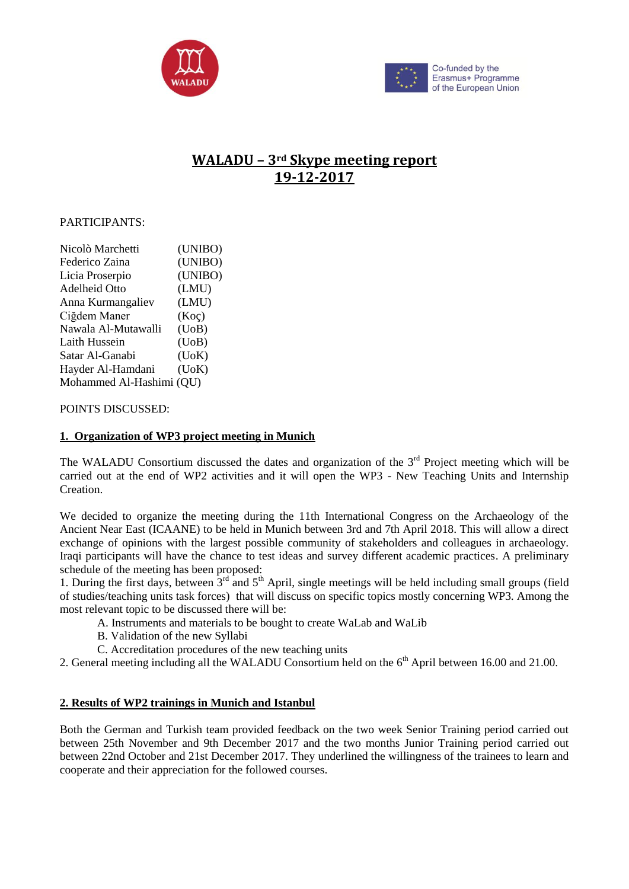WALADU

Co-funded by the Erasmus+ Programme of the European Union

# WALADU – 3rd Skype meeting report 19-12-2017

PARTICIPANTS:

Nicolò Marchetti (UNIBO)
Federico Zaina (UNIBO)
Licia Proserpio (UNIBO)
Adelheid Otto (LMU)
Anna Kurmangaliev (LMU)
Ciğdem Maner (Koç)
Nawala Al-Mutawalli (UoB)
Laith Hussein (UoB)
Satar Al-Ganabi (UoK)
Hayder Al-Hamdani (UoK)
Mohammed Al-Hashimi (QU)

POINTS DISCUSSED:

## 1. Organization of WP3 project meeting in Munich

The WALADU Consortium discussed the dates and organization of the 3rd Project meeting which will be carried out at the end of WP2 activities and it will open the WP3 - New Teaching Units and Internship Creation.

We decided to organize the meeting during the 11th International Congress on the Archaeology of the Ancient Near East (ICAANE) to be held in Munich between 3rd and 7th April 2018. This will allow a direct exchange of opinions with the largest possible community of stakeholders and colleagues in archaeology. Iraqi participants will have the chance to test ideas and survey different academic practices. A preliminary schedule of the meeting has been proposed:

1. During the first days, between 3rd and 5th April, single meetings will be held including small groups (field of studies/teaching units task forces) that will discuss on specific topics mostly concerning WP3. Among the most relevant topic to be discussed there will be:
   A. Instruments and materials to be bought to create WaLab and WaLib
   B. Validation of the new Syllabi
   C. Accreditation procedures of the new teaching units
2. General meeting including all the WALADU Consortium held on the 6th April between 16.00 and 21.00.

## 2. Results of WP2 trainings in Munich and Istanbul

Both the German and Turkish team provided feedback on the two week Senior Training period carried out between 25th November and 9th December 2017 and the two months Junior Training period carried out between 22nd October and 21st December 2017. They underlined the willingness of the trainees to learn and cooperate and their appreciation for the followed courses.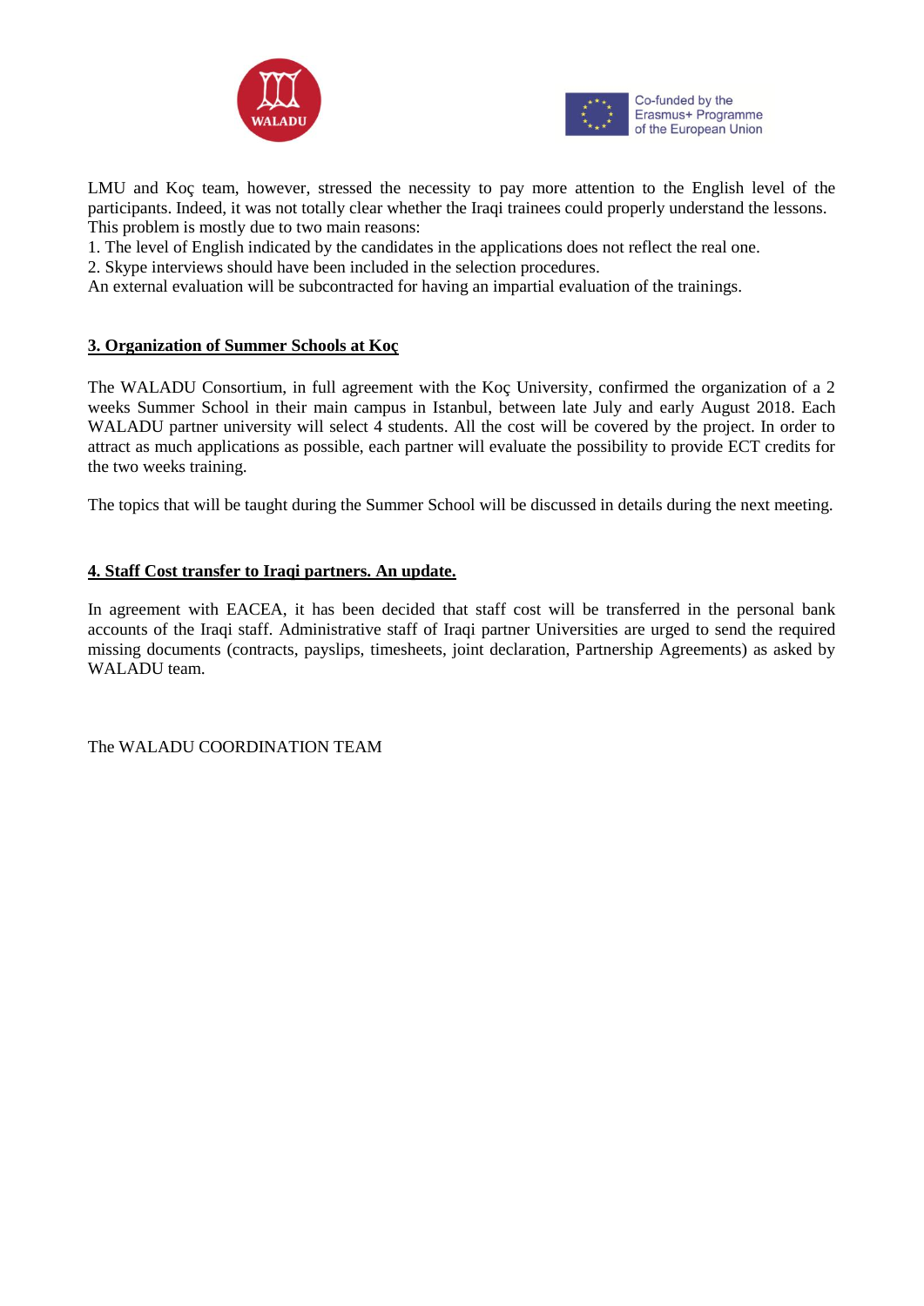LMU and Koç team, however, stressed the necessity to pay more attention to the English level of the participants. Indeed, it was not totally clear whether the Iraqi trainees could properly understand the lessons. This problem is mostly due to two main reasons:

1. The level of English indicated by the candidates in the applications does not reflect the real one.
2. Skype interviews should have been included in the selection procedures.

An external evaluation will be subcontracted for having an impartial evaluation of the trainings.

## 3. Organization of Summer Schools at Koç

The WALADU Consortium, in full agreement with the Koç University, confirmed the organization of a 2 weeks Summer School in their main campus in Istanbul, between late July and early August 2018. Each WALADU partner university will select 4 students. All the cost will be covered by the project. In order to attract as much applications as possible, each partner will evaluate the possibility to provide ECT credits for the two weeks training.

The topics that will be taught during the Summer School will be discussed in details during the next meeting.

## 4. Staff Cost transfer to Iraqi partners. An update.

In agreement with EACEA, it has been decided that staff cost will be transferred in the personal bank accounts of the Iraqi staff. Administrative staff of Iraqi partner Universities are urged to send the required missing documents (contracts, payslips, timesheets, joint declaration, Partnership Agreements) as asked by WALADU team.

The WALADU COORDINATION TEAM